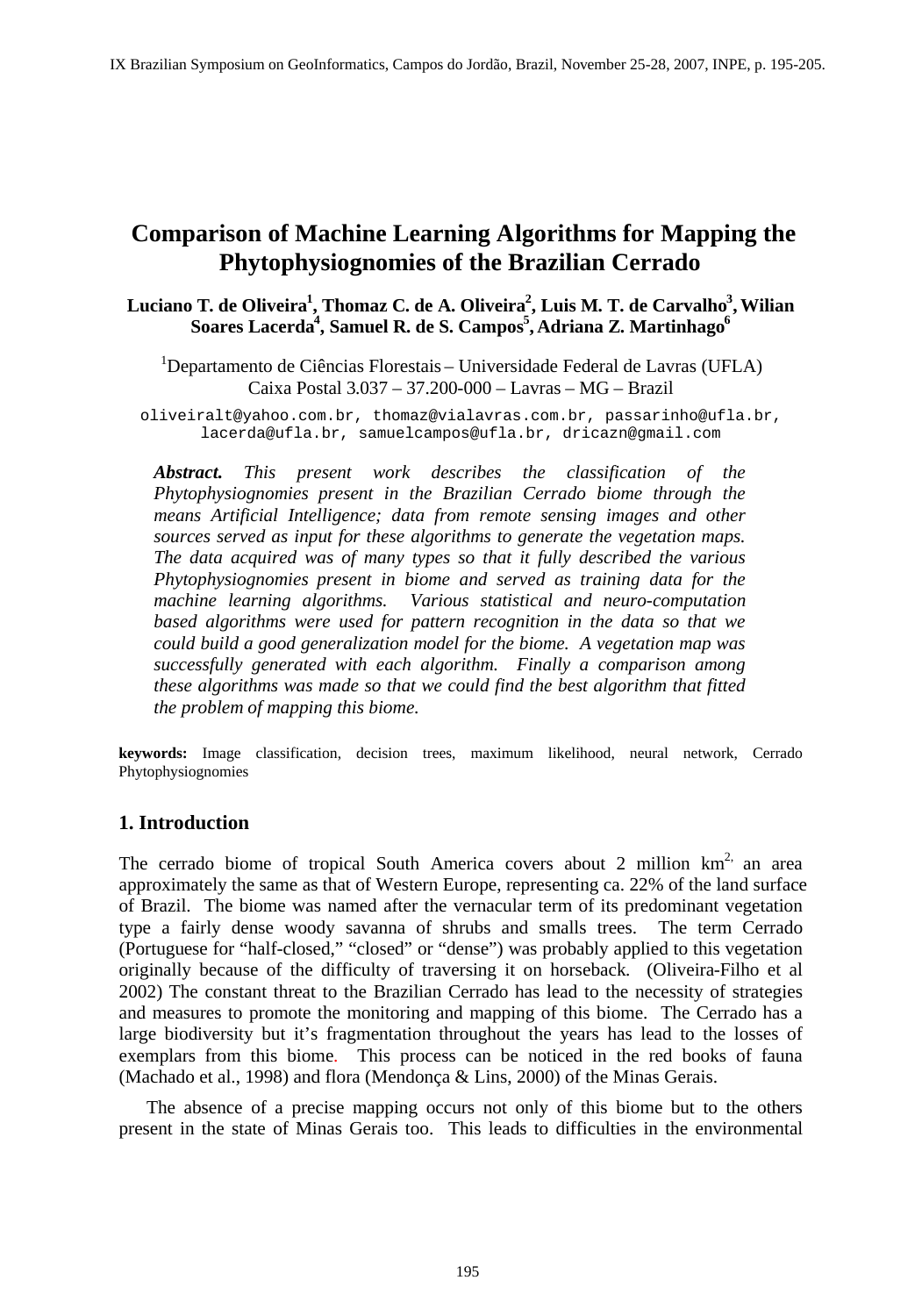# Comparison of Machine Learning Algorithms for Mapping the Phytophysiognomies of the Brazilian Cerrado

**Luciano T. de Oliveira[1], Thomaz C. de A. Oliveira[2], Luis M. T. de Carvalho[3], Wilian Soares Lacerda[4], Samuel R. de S. Campos[5], Adriana Z. Martinhago[6]**

[1]Departamento de Ciências Florestais – Universidade Federal de Lavras (UFLA) Caixa Postal 3.037 – 37.200-000 – Lavras – MG – Brazil

oliveiralt@yahoo.com.br, thomaz@vialavras.com.br, passarinho@ufla.br, lacerda@ufla.br, samuelcampos@ufla.br, dricazn@gmail.com

***Abstract.*** *This present work describes the classification of the Phytophysiognomies present in the Brazilian Cerrado biome through the means Artificial Intelligence; data from remote sensing images and other sources served as input for these algorithms to generate the vegetation maps. The data acquired was of many types so that it fully described the various Phytophysiognomies present in biome and served as training data for the machine learning algorithms. Various statistical and neuro-computation based algorithms were used for pattern recognition in the data so that we could build a good generalization model for the biome. A vegetation map was successfully generated with each algorithm. Finally a comparison among these algorithms was made so that we could find the best algorithm that fitted the problem of mapping this biome.*

**keywords:** Image classification, decision trees, maximum likelihood, neural network, Cerrado Phytophysiognomies

## 1. Introduction

The cerrado biome of tropical South America covers about 2 million km$^{2,}$ an area approximately the same as that of Western Europe, representing ca. 22% of the land surface of Brazil. The biome was named after the vernacular term of its predominant vegetation type a fairly dense woody savanna of shrubs and smalls trees. The term Cerrado (Portuguese for "half-closed," "closed" or "dense") was probably applied to this vegetation originally because of the difficulty of traversing it on horseback. (Oliveira-Filho et al 2002) The constant threat to the Brazilian Cerrado has lead to the necessity of strategies and measures to promote the monitoring and mapping of this biome. The Cerrado has a large biodiversity but it's fragmentation throughout the years has lead to the losses of exemplars from this biome. This process can be noticed in the red books of fauna (Machado et al., 1998) and flora (Mendonça & Lins, 2000) of the Minas Gerais.

The absence of a precise mapping occurs not only of this biome but to the others present in the state of Minas Gerais too. This leads to difficulties in the environmental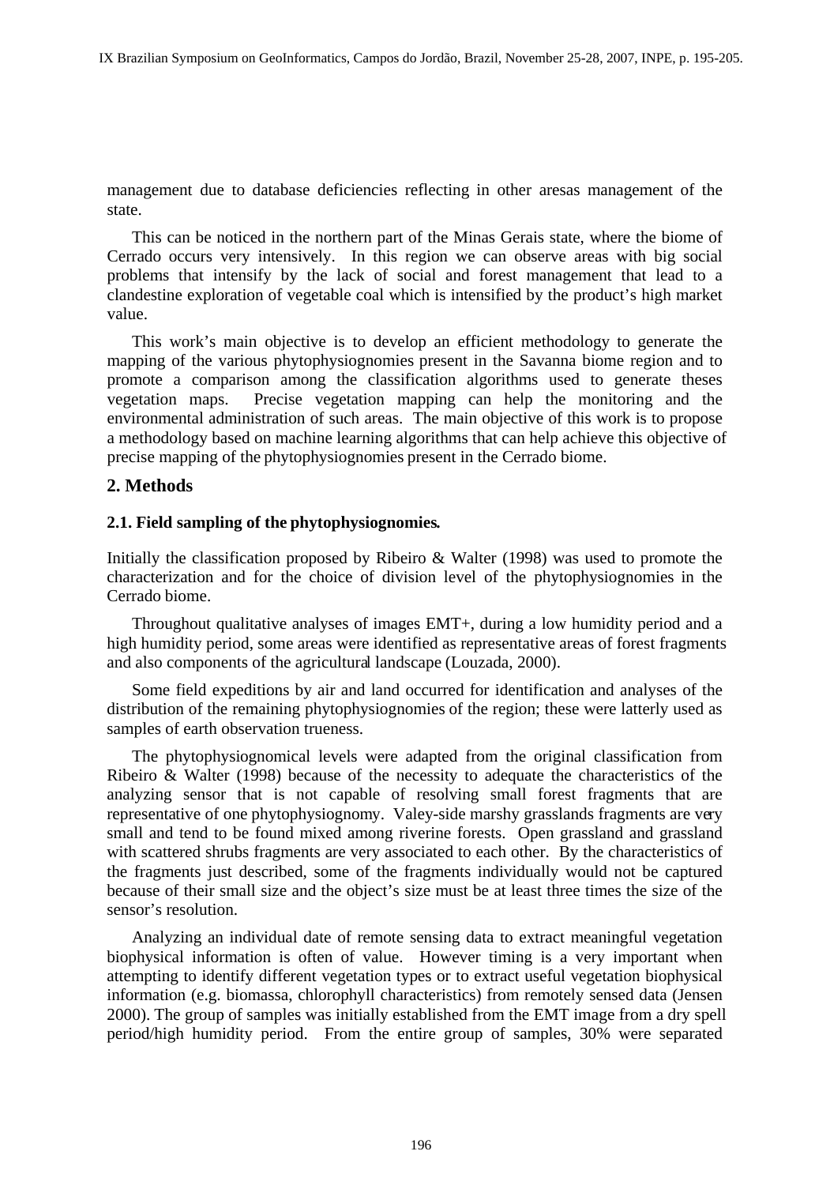management due to database deficiencies reflecting in other aresas management of the state.

This can be noticed in the northern part of the Minas Gerais state, where the biome of Cerrado occurs very intensively. In this region we can observe areas with big social problems that intensify by the lack of social and forest management that lead to a clandestine exploration of vegetable coal which is intensified by the product's high market value.

This work's main objective is to develop an efficient methodology to generate the mapping of the various phytophysiognomies present in the Savanna biome region and to promote a comparison among the classification algorithms used to generate theses vegetation maps. Precise vegetation mapping can help the monitoring and the environmental administration of such areas. The main objective of this work is to propose a methodology based on machine learning algorithms that can help achieve this objective of precise mapping of the phytophysiognomies present in the Cerrado biome.

## 2. Methods

### 2.1. Field sampling of the phytophysiognomies.

Initially the classification proposed by Ribeiro & Walter (1998) was used to promote the characterization and for the choice of division level of the phytophysiognomies in the Cerrado biome.

Throughout qualitative analyses of images EMT+, during a low humidity period and a high humidity period, some areas were identified as representative areas of forest fragments and also components of the agricultural landscape (Louzada, 2000).

Some field expeditions by air and land occurred for identification and analyses of the distribution of the remaining phytophysiognomies of the region; these were latterly used as samples of earth observation trueness.

The phytophysiognomical levels were adapted from the original classification from Ribeiro & Walter (1998) because of the necessity to adequate the characteristics of the analyzing sensor that is not capable of resolving small forest fragments that are representative of one phytophysiognomy. Valey-side marshy grasslands fragments are very small and tend to be found mixed among riverine forests. Open grassland and grassland with scattered shrubs fragments are very associated to each other. By the characteristics of the fragments just described, some of the fragments individually would not be captured because of their small size and the object's size must be at least three times the size of the sensor's resolution.

Analyzing an individual date of remote sensing data to extract meaningful vegetation biophysical information is often of value. However timing is a very important when attempting to identify different vegetation types or to extract useful vegetation biophysical information (e.g. biomassa, chlorophyll characteristics) from remotely sensed data (Jensen 2000). The group of samples was initially established from the EMT image from a dry spell period/high humidity period. From the entire group of samples, 30% were separated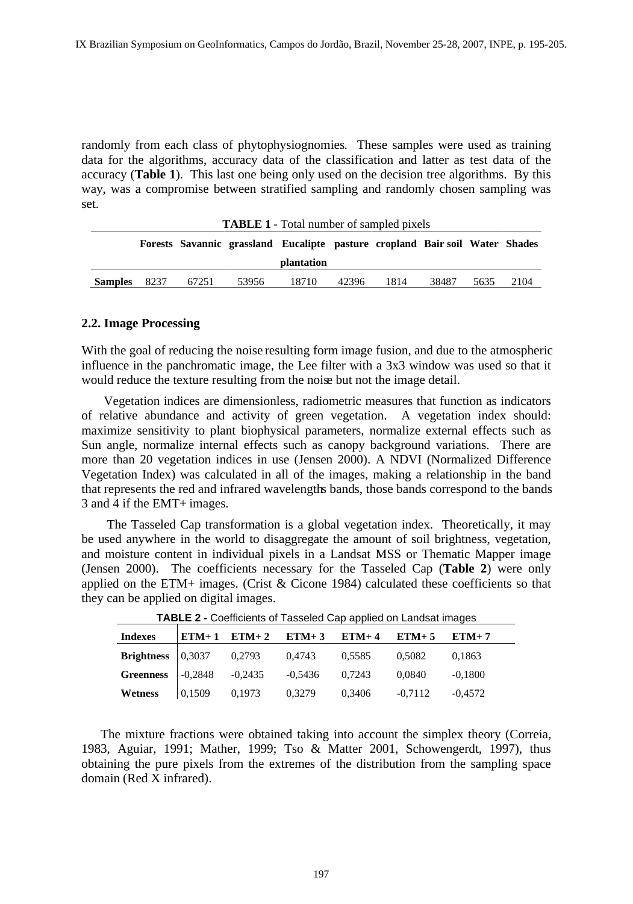randomly from each class of phytophysiognomies. These samples were used as training data for the algorithms, accuracy data of the classification and latter as test data of the accuracy (**Table 1**). This last one being only used on the decision tree algorithms. By this way, was a compromise between stratified sampling and randomly chosen sampling was set.

**TABLE 1 -** Total number of sampled pixels

| | Forests | Savannic | grassland | Eucalipte plantation | pasture | cropland | Bair soil | Water | Shades |
|---|---|---|---|---|---|---|---|---|---|
| **Samples** | 8237 | 67251 | 53956 | 18710 | 42396 | 1814 | 38487 | 5635 | 2104 |

### 2.2. Image Processing

With the goal of reducing the noise resulting form image fusion, and due to the atmospheric influence in the panchromatic image, the Lee filter with a 3x3 window was used so that it would reduce the texture resulting from the noise but not the image detail.

Vegetation indices are dimensionless, radiometric measures that function as indicators of relative abundance and activity of green vegetation. A vegetation index should: maximize sensitivity to plant biophysical parameters, normalize external effects such as Sun angle, normalize internal effects such as canopy background variations. There are more than 20 vegetation indices in use (Jensen 2000). A NDVI (Normalized Difference Vegetation Index) was calculated in all of the images, making a relationship in the band that represents the red and infrared wavelengths bands, those bands correspond to the bands 3 and 4 if the EMT+ images.

The Tasseled Cap transformation is a global vegetation index. Theoretically, it may be used anywhere in the world to disaggregate the amount of soil brightness, vegetation, and moisture content in individual pixels in a Landsat MSS or Thematic Mapper image (Jensen 2000). The coefficients necessary for the Tasseled Cap (**Table 2**) were only applied on the ETM+ images. (Crist & Cicone 1984) calculated these coefficients so that they can be applied on digital images.

**TABLE 2 -** Coefficients of Tasseled Cap applied on Landsat images

| Indexes | ETM+ 1 | ETM+ 2 | ETM+ 3 | ETM+ 4 | ETM+ 5 | ETM+ 7 |
|---|---|---|---|---|---|---|
| **Brightness** | 0,3037 | 0,2793 | 0,4743 | 0,5585 | 0,5082 | 0,1863 |
| **Greenness** | -0,2848 | -0,2435 | -0,5436 | 0,7243 | 0,0840 | -0,1800 |
| **Wetness** | 0,1509 | 0,1973 | 0,3279 | 0,3406 | -0,7112 | -0,4572 |

The mixture fractions were obtained taking into account the simplex theory (Correia, 1983, Aguiar, 1991; Mather, 1999; Tso & Matter 2001, Schowengerdt, 1997), thus obtaining the pure pixels from the extremes of the distribution from the sampling space domain (Red X infrared).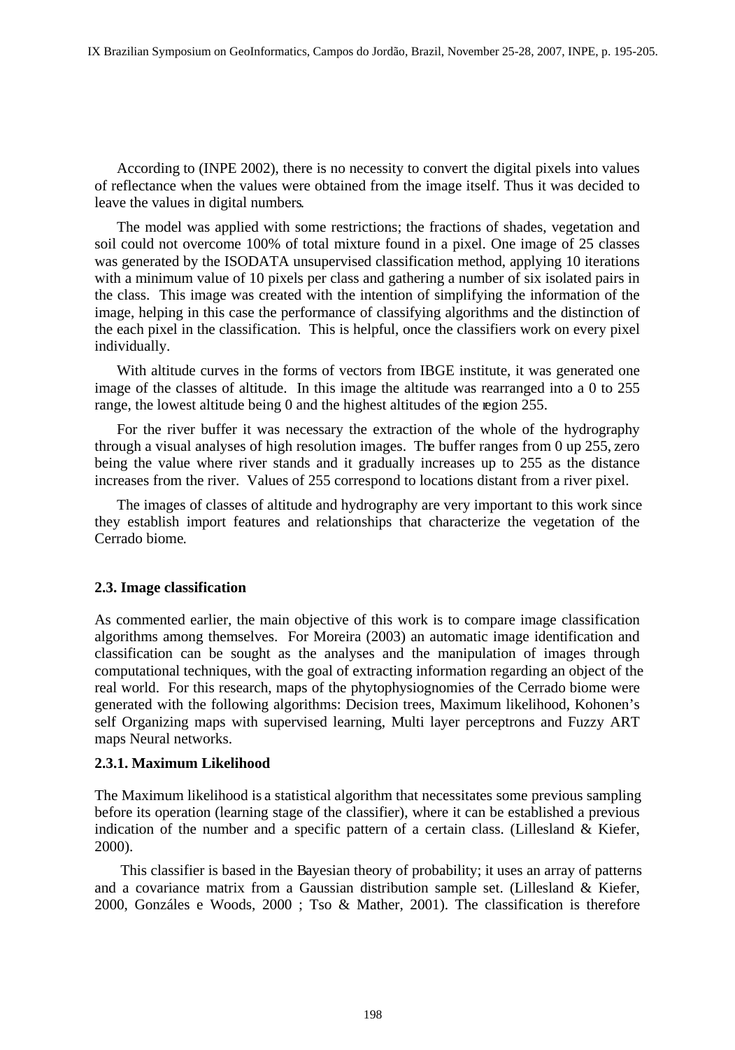According to (INPE 2002), there is no necessity to convert the digital pixels into values of reflectance when the values were obtained from the image itself. Thus it was decided to leave the values in digital numbers.

The model was applied with some restrictions; the fractions of shades, vegetation and soil could not overcome 100% of total mixture found in a pixel. One image of 25 classes was generated by the ISODATA unsupervised classification method, applying 10 iterations with a minimum value of 10 pixels per class and gathering a number of six isolated pairs in the class. This image was created with the intention of simplifying the information of the image, helping in this case the performance of classifying algorithms and the distinction of the each pixel in the classification. This is helpful, once the classifiers work on every pixel individually.

With altitude curves in the forms of vectors from IBGE institute, it was generated one image of the classes of altitude. In this image the altitude was rearranged into a 0 to 255 range, the lowest altitude being 0 and the highest altitudes of the region 255.

For the river buffer it was necessary the extraction of the whole of the hydrography through a visual analyses of high resolution images. The buffer ranges from 0 up 255, zero being the value where river stands and it gradually increases up to 255 as the distance increases from the river. Values of 255 correspond to locations distant from a river pixel.

The images of classes of altitude and hydrography are very important to this work since they establish import features and relationships that characterize the vegetation of the Cerrado biome.

### 2.3. Image classification

As commented earlier, the main objective of this work is to compare image classification algorithms among themselves. For Moreira (2003) an automatic image identification and classification can be sought as the analyses and the manipulation of images through computational techniques, with the goal of extracting information regarding an object of the real world. For this research, maps of the phytophysiognomies of the Cerrado biome were generated with the following algorithms: Decision trees, Maximum likelihood, Kohonen's self Organizing maps with supervised learning, Multi layer perceptrons and Fuzzy ART maps Neural networks.

#### 2.3.1. Maximum Likelihood

The Maximum likelihood is a statistical algorithm that necessitates some previous sampling before its operation (learning stage of the classifier), where it can be established a previous indication of the number and a specific pattern of a certain class. (Lillesland & Kiefer, 2000).

This classifier is based in the Bayesian theory of probability; it uses an array of patterns and a covariance matrix from a Gaussian distribution sample set. (Lillesland & Kiefer, 2000, Gonzáles e Woods, 2000 ; Tso & Mather, 2001). The classification is therefore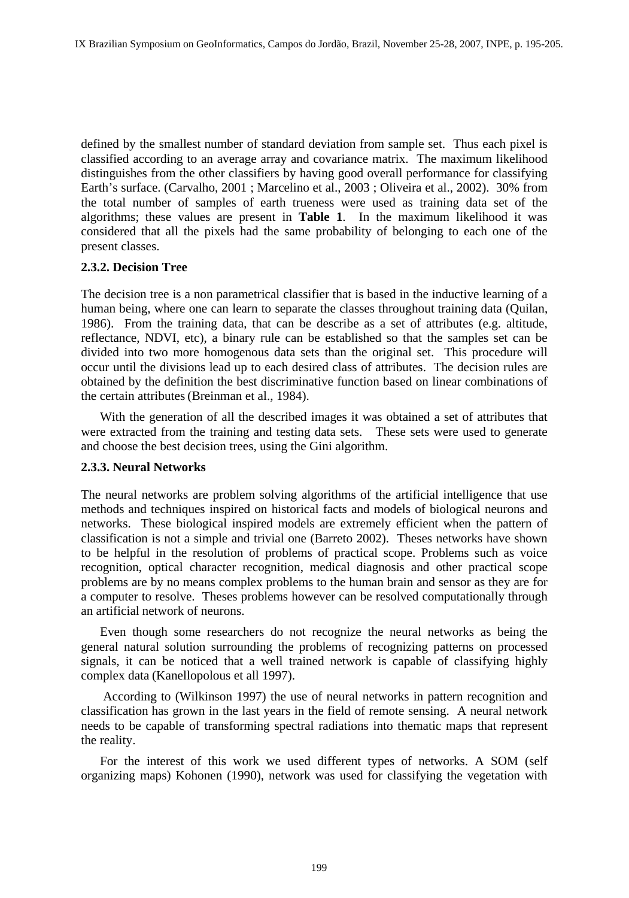defined by the smallest number of standard deviation from sample set. Thus each pixel is classified according to an average array and covariance matrix. The maximum likelihood distinguishes from the other classifiers by having good overall performance for classifying Earth's surface. (Carvalho, 2001 ; Marcelino et al., 2003 ; Oliveira et al., 2002). 30% from the total number of samples of earth trueness were used as training data set of the algorithms; these values are present in **Table 1**. In the maximum likelihood it was considered that all the pixels had the same probability of belonging to each one of the present classes.

### 2.3.2. Decision Tree

The decision tree is a non parametrical classifier that is based in the inductive learning of a human being, where one can learn to separate the classes throughout training data (Quilan, 1986). From the training data, that can be describe as a set of attributes (e.g. altitude, reflectance, NDVI, etc), a binary rule can be established so that the samples set can be divided into two more homogenous data sets than the original set. This procedure will occur until the divisions lead up to each desired class of attributes. The decision rules are obtained by the definition the best discriminative function based on linear combinations of the certain attributes (Breinman et al., 1984).

With the generation of all the described images it was obtained a set of attributes that were extracted from the training and testing data sets. These sets were used to generate and choose the best decision trees, using the Gini algorithm.

### 2.3.3. Neural Networks

The neural networks are problem solving algorithms of the artificial intelligence that use methods and techniques inspired on historical facts and models of biological neurons and networks. These biological inspired models are extremely efficient when the pattern of classification is not a simple and trivial one (Barreto 2002). Theses networks have shown to be helpful in the resolution of problems of practical scope. Problems such as voice recognition, optical character recognition, medical diagnosis and other practical scope problems are by no means complex problems to the human brain and sensor as they are for a computer to resolve. Theses problems however can be resolved computationally through an artificial network of neurons.

Even though some researchers do not recognize the neural networks as being the general natural solution surrounding the problems of recognizing patterns on processed signals, it can be noticed that a well trained network is capable of classifying highly complex data (Kanellopolous et all 1997).

According to (Wilkinson 1997) the use of neural networks in pattern recognition and classification has grown in the last years in the field of remote sensing. A neural network needs to be capable of transforming spectral radiations into thematic maps that represent the reality.

For the interest of this work we used different types of networks. A SOM (self organizing maps) Kohonen (1990), network was used for classifying the vegetation with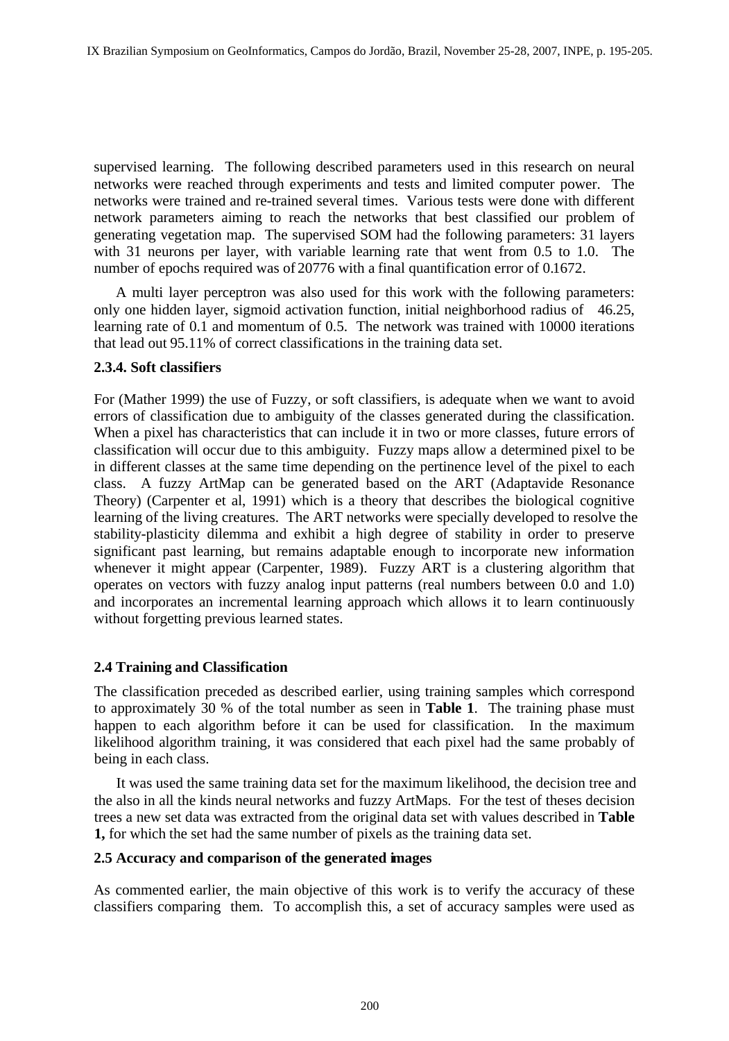supervised learning. The following described parameters used in this research on neural networks were reached through experiments and tests and limited computer power. The networks were trained and re-trained several times. Various tests were done with different network parameters aiming to reach the networks that best classified our problem of generating vegetation map. The supervised SOM had the following parameters: 31 layers with 31 neurons per layer, with variable learning rate that went from 0.5 to 1.0. The number of epochs required was of 20776 with a final quantification error of 0.1672.

A multi layer perceptron was also used for this work with the following parameters: only one hidden layer, sigmoid activation function, initial neighborhood radius of 46.25, learning rate of 0.1 and momentum of 0.5. The network was trained with 10000 iterations that lead out 95.11% of correct classifications in the training data set.

#### 2.3.4. Soft classifiers

For (Mather 1999) the use of Fuzzy, or soft classifiers, is adequate when we want to avoid errors of classification due to ambiguity of the classes generated during the classification. When a pixel has characteristics that can include it in two or more classes, future errors of classification will occur due to this ambiguity. Fuzzy maps allow a determined pixel to be in different classes at the same time depending on the pertinence level of the pixel to each class. A fuzzy ArtMap can be generated based on the ART (Adaptavide Resonance Theory) (Carpenter et al, 1991) which is a theory that describes the biological cognitive learning of the living creatures. The ART networks were specially developed to resolve the stability-plasticity dilemma and exhibit a high degree of stability in order to preserve significant past learning, but remains adaptable enough to incorporate new information whenever it might appear (Carpenter, 1989). Fuzzy ART is a clustering algorithm that operates on vectors with fuzzy analog input patterns (real numbers between 0.0 and 1.0) and incorporates an incremental learning approach which allows it to learn continuously without forgetting previous learned states.

### 2.4 Training and Classification

The classification preceded as described earlier, using training samples which correspond to approximately 30 % of the total number as seen in **Table 1**. The training phase must happen to each algorithm before it can be used for classification. In the maximum likelihood algorithm training, it was considered that each pixel had the same probably of being in each class.

It was used the same training data set for the maximum likelihood, the decision tree and the also in all the kinds neural networks and fuzzy ArtMaps. For the test of theses decision trees a new set data was extracted from the original data set with values described in **Table 1,** for which the set had the same number of pixels as the training data set.

### 2.5 Accuracy and comparison of the generated images

As commented earlier, the main objective of this work is to verify the accuracy of these classifiers comparing them. To accomplish this, a set of accuracy samples were used as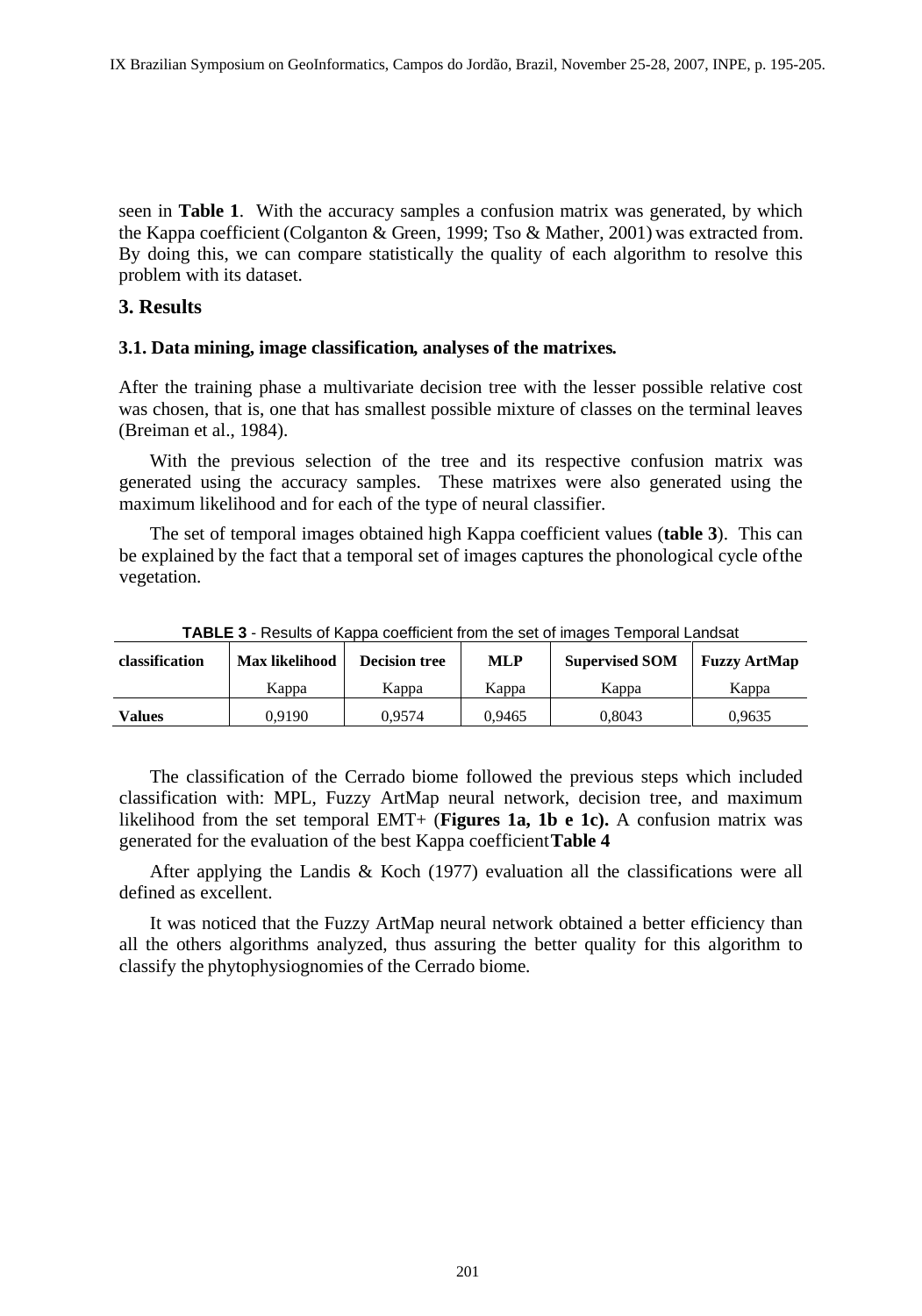seen in **Table 1**. With the accuracy samples a confusion matrix was generated, by which the Kappa coefficient (Colganton & Green, 1999; Tso & Mather, 2001) was extracted from. By doing this, we can compare statistically the quality of each algorithm to resolve this problem with its dataset.

## 3. Results

### 3.1. Data mining, image classification, analyses of the matrixes.

After the training phase a multivariate decision tree with the lesser possible relative cost was chosen, that is, one that has smallest possible mixture of classes on the terminal leaves (Breiman et al., 1984).

With the previous selection of the tree and its respective confusion matrix was generated using the accuracy samples. These matrixes were also generated using the maximum likelihood and for each of the type of neural classifier.

The set of temporal images obtained high Kappa coefficient values (**table 3**). This can be explained by the fact that a temporal set of images captures the phonological cycle of the vegetation.

**TABLE 3** - Results of Kappa coefficient from the set of images Temporal Landsat

| classification | Max likelihood | Decision tree | MLP | Supervised SOM | Fuzzy ArtMap |
|---|---|---|---|---|---|
| | Kappa | Kappa | Kappa | Kappa | Kappa |
| **Values** | 0,9190 | 0,9574 | 0,9465 | 0,8043 | 0,9635 |

The classification of the Cerrado biome followed the previous steps which included classification with: MPL, Fuzzy ArtMap neural network, decision tree, and maximum likelihood from the set temporal EMT+ (**Figures 1a, 1b e 1c).** A confusion matrix was generated for the evaluation of the best Kappa coefficient **Table 4**

After applying the Landis & Koch (1977) evaluation all the classifications were all defined as excellent.

It was noticed that the Fuzzy ArtMap neural network obtained a better efficiency than all the others algorithms analyzed, thus assuring the better quality for this algorithm to classify the phytophysiognomies of the Cerrado biome.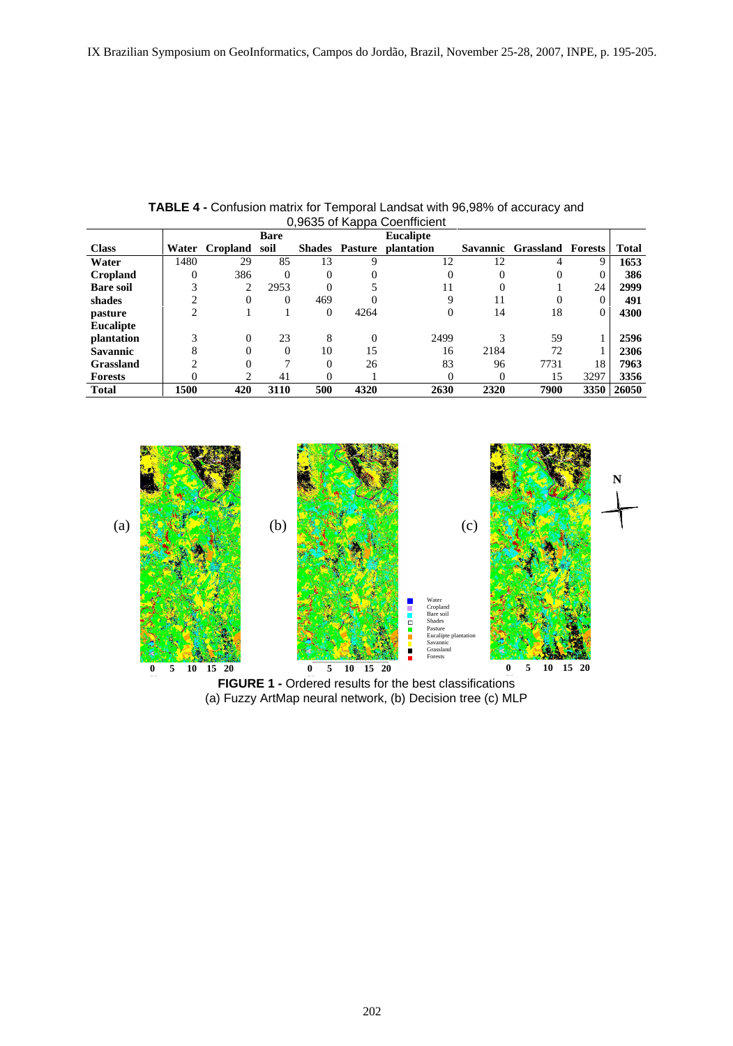**TABLE 4 -** Confusion matrix for Temporal Landsat with 96,98% of accuracy and 0,9635 of Kappa Coenfficient

| Class | Water | Cropland | Bare soil | Shades | Pasture | Eucalipte plantation | Savannic | Grassland | Forests | Total |
|---|---|---|---|---|---|---|---|---|---|---|
| **Water** | 1480 | 29 | 85 | 13 | 9 | 12 | 12 | 4 | 9 | **1653** |
| **Cropland** | 0 | 386 | 0 | 0 | 0 | 0 | 0 | 0 | 0 | **386** |
| **Bare soil** | 3 | 2 | 2953 | 0 | 5 | 11 | 0 | 1 | 24 | **2999** |
| **shades** | 2 | 0 | 0 | 469 | 0 | 9 | 11 | 0 | 0 | **491** |
| **pasture** | 2 | 1 | 1 | 0 | 4264 | 0 | 14 | 18 | 0 | **4300** |
| **Eucalipte plantation** | 3 | 0 | 23 | 8 | 0 | 2499 | 3 | 59 | 1 | **2596** |
| **Savannic** | 8 | 0 | 0 | 10 | 15 | 16 | 2184 | 72 | 1 | **2306** |
| **Grassland** | 2 | 0 | 7 | 0 | 26 | 83 | 96 | 7731 | 18 | **7963** |
| **Forests** | 0 | 2 | 41 | 0 | 1 | 0 | 0 | 15 | 3297 | **3356** |
| **Total** | **1500** | **420** | **3110** | **500** | **4320** | **2630** | **2320** | **7900** | **3350** | **26050** |

**FIGURE 1 -** Ordered results for the best classifications
(a) Fuzzy ArtMap neural network, (b) Decision tree (c) MLP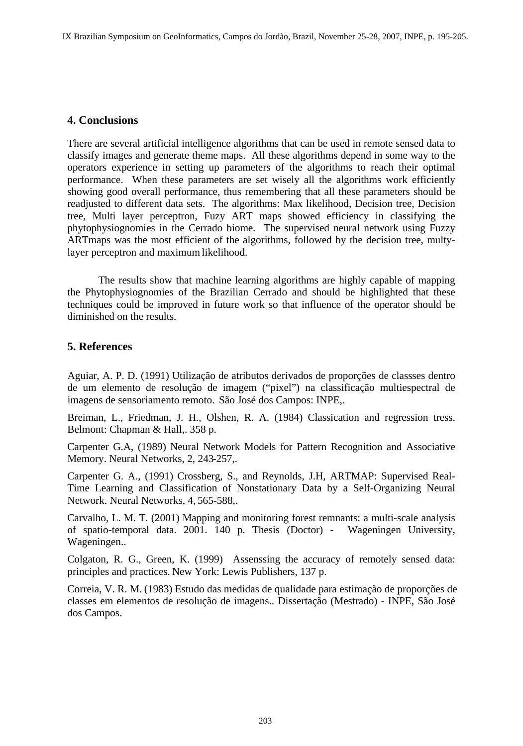## 4. Conclusions

There are several artificial intelligence algorithms that can be used in remote sensed data to classify images and generate theme maps. All these algorithms depend in some way to the operators experience in setting up parameters of the algorithms to reach their optimal performance. When these parameters are set wisely all the algorithms work efficiently showing good overall performance, thus remembering that all these parameters should be readjusted to different data sets. The algorithms: Max likelihood, Decision tree, Decision tree, Multi layer perceptron, Fuzy ART maps showed efficiency in classifying the phytophysiognomies in the Cerrado biome. The supervised neural network using Fuzzy ARTmaps was the most efficient of the algorithms, followed by the decision tree, multy-layer perceptron and maximum likelihood.

The results show that machine learning algorithms are highly capable of mapping the Phytophysiognomies of the Brazilian Cerrado and should be highlighted that these techniques could be improved in future work so that influence of the operator should be diminished on the results.

## 5. References

Aguiar, A. P. D. (1991) Utilização de atributos derivados de proporções de classses dentro de um elemento de resolução de imagem ("pixel") na classificação multiespectral de imagens de sensoriamento remoto. São José dos Campos: INPE,.

Breiman, L., Friedman, J. H., Olshen, R. A. (1984) Classication and regression tress. Belmont: Chapman & Hall,. 358 p.

Carpenter G.A, (1989) Neural Network Models for Pattern Recognition and Associative Memory. Neural Networks, 2, 243-257,.

Carpenter G. A., (1991) Crossberg, S., and Reynolds, J.H, ARTMAP: Supervised Real-Time Learning and Classification of Nonstationary Data by a Self-Organizing Neural Network. Neural Networks, 4, 565-588,.

Carvalho, L. M. T. (2001) Mapping and monitoring forest remnants: a multi-scale analysis of spatio-temporal data. 2001. 140 p. Thesis (Doctor) - Wageningen University, Wageningen..

Colgaton, R. G., Green, K. (1999) Assenssing the accuracy of remotely sensed data: principles and practices. New York: Lewis Publishers, 137 p.

Correia, V. R. M. (1983) Estudo das medidas de qualidade para estimação de proporções de classes em elementos de resolução de imagens.. Dissertação (Mestrado) - INPE, São José dos Campos.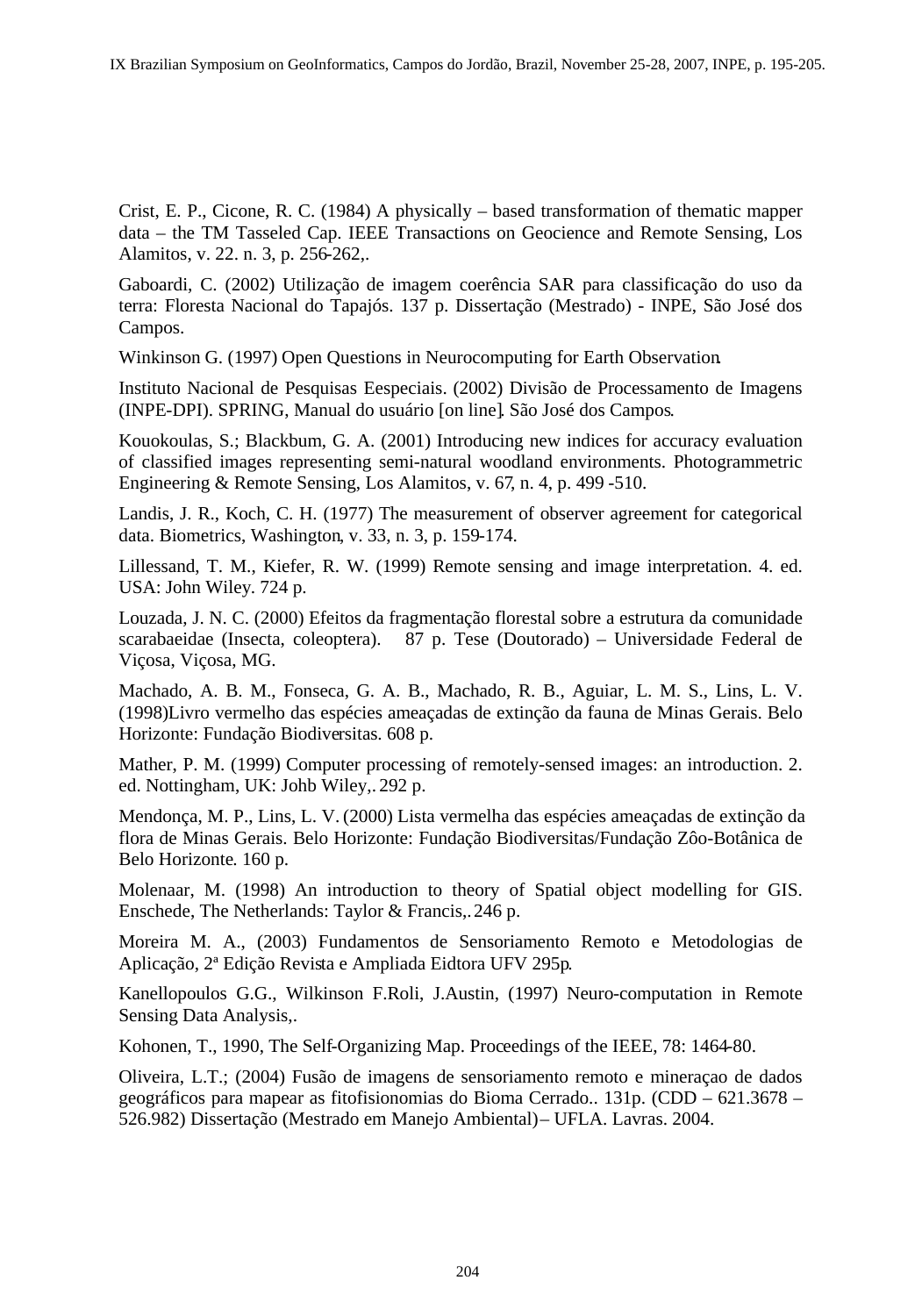Crist, E. P., Cicone, R. C. (1984) A physically – based transformation of thematic mapper data – the TM Tasseled Cap. IEEE Transactions on Geocience and Remote Sensing, Los Alamitos, v. 22. n. 3, p. 256-262,.

Gaboardi, C. (2002) Utilização de imagem coerência SAR para classificação do uso da terra: Floresta Nacional do Tapajós. 137 p. Dissertação (Mestrado) - INPE, São José dos Campos.

Winkinson G. (1997) Open Questions in Neurocomputing for Earth Observation.

Instituto Nacional de Pesquisas Eespeciais. (2002) Divisão de Processamento de Imagens (INPE-DPI). SPRING, Manual do usuário [on line]. São José dos Campos.

Kouokoulas, S.; Blackbum, G. A. (2001) Introducing new indices for accuracy evaluation of classified images representing semi-natural woodland environments. Photogrammetric Engineering & Remote Sensing, Los Alamitos, v. 67, n. 4, p. 499 -510.

Landis, J. R., Koch, C. H. (1977) The measurement of observer agreement for categorical data. Biometrics, Washington, v. 33, n. 3, p. 159-174.

Lillessand, T. M., Kiefer, R. W. (1999) Remote sensing and image interpretation. 4. ed. USA: John Wiley. 724 p.

Louzada, J. N. C. (2000) Efeitos da fragmentação florestal sobre a estrutura da comunidade scarabaeidae (Insecta, coleoptera). 87 p. Tese (Doutorado) – Universidade Federal de Viçosa, Viçosa, MG.

Machado, A. B. M., Fonseca, G. A. B., Machado, R. B., Aguiar, L. M. S., Lins, L. V. (1998)Livro vermelho das espécies ameaçadas de extinção da fauna de Minas Gerais. Belo Horizonte: Fundação Biodiversitas. 608 p.

Mather, P. M. (1999) Computer processing of remotely-sensed images: an introduction. 2. ed. Nottingham, UK: Johb Wiley,. 292 p.

Mendonça, M. P., Lins, L. V. (2000) Lista vermelha das espécies ameaçadas de extinção da flora de Minas Gerais. Belo Horizonte: Fundação Biodiversitas/Fundação Zôo-Botânica de Belo Horizonte. 160 p.

Molenaar, M. (1998) An introduction to theory of Spatial object modelling for GIS. Enschede, The Netherlands: Taylor & Francis,. 246 p.

Moreira M. A., (2003) Fundamentos de Sensoriamento Remoto e Metodologias de Aplicação, 2ª Edição Revista e Ampliada Eidtora UFV 295p.

Kanellopoulos G.G., Wilkinson F.Roli, J.Austin, (1997) Neuro-computation in Remote Sensing Data Analysis,.

Kohonen, T., 1990, The Self-Organizing Map. Proceedings of the IEEE, 78: 1464-80.

Oliveira, L.T.; (2004) Fusão de imagens de sensoriamento remoto e mineraçao de dados geográficos para mapear as fitofisionomias do Bioma Cerrado.. 131p. (CDD – 621.3678 – 526.982) Dissertação (Mestrado em Manejo Ambiental) – UFLA. Lavras. 2004.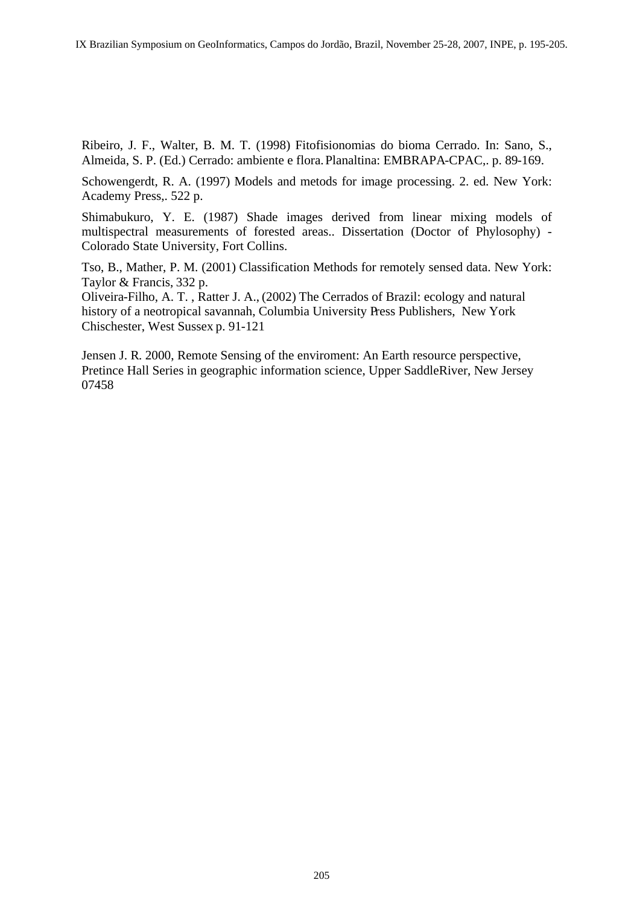Ribeiro, J. F., Walter, B. M. T. (1998) Fitofisionomias do bioma Cerrado. In: Sano, S., Almeida, S. P. (Ed.) Cerrado: ambiente e flora. Planaltina: EMBRAPA-CPAC,. p. 89-169.

Schowengerdt, R. A. (1997) Models and metods for image processing. 2. ed. New York: Academy Press,. 522 p.

Shimabukuro, Y. E. (1987) Shade images derived from linear mixing models of multispectral measurements of forested areas.. Dissertation (Doctor of Phylosophy) - Colorado State University, Fort Collins.

Tso, B., Mather, P. M. (2001) Classification Methods for remotely sensed data. New York: Taylor & Francis, 332 p.
Oliveira-Filho, A. T. , Ratter J. A., (2002) The Cerrados of Brazil: ecology and natural history of a neotropical savannah, Columbia University Press Publishers, New York Chischester, West Sussex p. 91-121

Jensen J. R. 2000, Remote Sensing of the enviroment: An Earth resource perspective, Pretince Hall Series in geographic information science, Upper SaddleRiver, New Jersey 07458